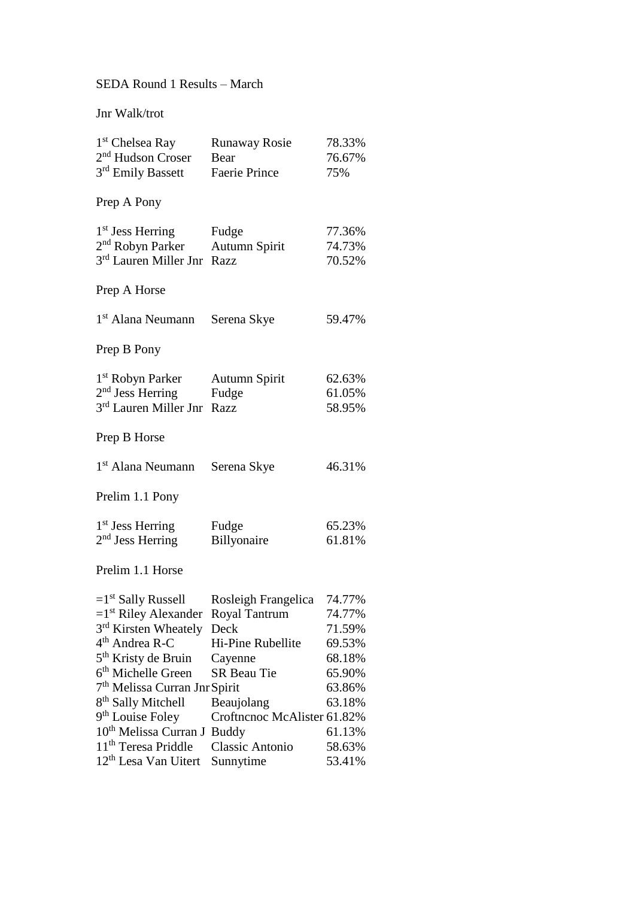SEDA Round 1 Results – March

Jnr Walk/trot

| | | |
|---|---|---|
| 1st Chelsea Ray | Runaway Rosie | 78.33% |
| 2nd Hudson Croser | Bear | 76.67% |
| 3rd Emily Bassett | Faerie Prince | 75% |

Prep A Pony

| | | |
|---|---|---|
| 1st Jess Herring | Fudge | 77.36% |
| 2nd Robyn Parker | Autumn Spirit | 74.73% |
| 3rd Lauren Miller Jnr | Razz | 70.52% |

Prep A Horse

| | | |
|---|---|---|
| 1st Alana Neumann | Serena Skye | 59.47% |

Prep B Pony

| | | |
|---|---|---|
| 1st Robyn Parker | Autumn Spirit | 62.63% |
| 2nd Jess Herring | Fudge | 61.05% |
| 3rd Lauren Miller Jnr | Razz | 58.95% |

Prep B Horse

| | | |
|---|---|---|
| 1st Alana Neumann | Serena Skye | 46.31% |

Prelim 1.1 Pony

| | | |
|---|---|---|
| 1st Jess Herring | Fudge | 65.23% |
| 2nd Jess Herring | Billyonaire | 61.81% |

Prelim 1.1 Horse

| | | |
|---|---|---|
| =1st Sally Russell | Rosleigh Frangelica | 74.77% |
| =1st Riley Alexander | Royal Tantrum | 74.77% |
| 3rd Kirsten Wheately | Deck | 71.59% |
| 4th Andrea R-C | Hi-Pine Rubellite | 69.53% |
| 5th Kristy de Bruin | Cayenne | 68.18% |
| 6th Michelle Green | SR Beau Tie | 65.90% |
| 7th Melissa Curran Jnr | Spirit | 63.86% |
| 8th Sally Mitchell | Beaujolang | 63.18% |
| 9th Louise Foley | Croftncnoc McAlister | 61.82% |
| 10th Melissa Curran J | Buddy | 61.13% |
| 11th Teresa Priddle | Classic Antonio | 58.63% |
| 12th Lesa Van Uitert | Sunnytime | 53.41% |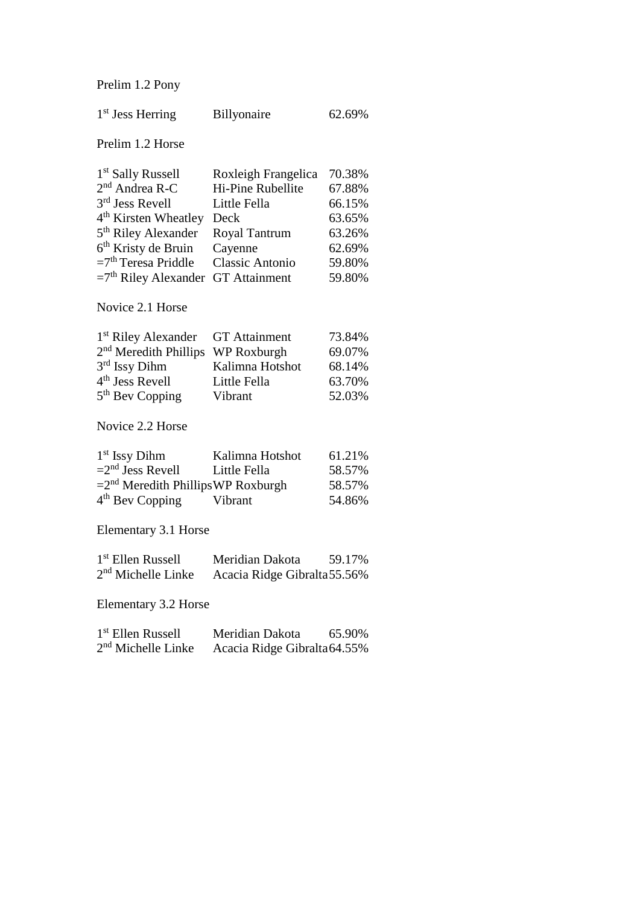Prelim 1.2 Pony

| | | |
|---|---|---|
| 1st Jess Herring | Billyonaire | 62.69% |

Prelim 1.2 Horse

| | | |
|---|---|---|
| 1st Sally Russell | Roxleigh Frangelica | 70.38% |
| 2nd Andrea R-C | Hi-Pine Rubellite | 67.88% |
| 3rd Jess Revell | Little Fella | 66.15% |
| 4th Kirsten Wheatley | Deck | 63.65% |
| 5th Riley Alexander | Royal Tantrum | 63.26% |
| 6th Kristy de Bruin | Cayenne | 62.69% |
| =7th Teresa Priddle | Classic Antonio | 59.80% |
| =7th Riley Alexander | GT Attainment | 59.80% |

Novice 2.1 Horse

| | | |
|---|---|---|
| 1st Riley Alexander | GT Attainment | 73.84% |
| 2nd Meredith Phillips | WP Roxburgh | 69.07% |
| 3rd Issy Dihm | Kalimna Hotshot | 68.14% |
| 4th Jess Revell | Little Fella | 63.70% |
| 5th Bev Copping | Vibrant | 52.03% |

Novice 2.2 Horse

| | | |
|---|---|---|
| 1st Issy Dihm | Kalimna Hotshot | 61.21% |
| =2nd Jess Revell | Little Fella | 58.57% |
| =2nd Meredith Phillips | WP Roxburgh | 58.57% |
| 4th Bev Copping | Vibrant | 54.86% |

Elementary 3.1 Horse

| | | |
|---|---|---|
| 1st Ellen Russell | Meridian Dakota | 59.17% |
| 2nd Michelle Linke | Acacia Ridge Gibralta | 55.56% |

Elementary 3.2 Horse

| | | |
|---|---|---|
| 1st Ellen Russell | Meridian Dakota | 65.90% |
| 2nd Michelle Linke | Acacia Ridge Gibralta | 64.55% |